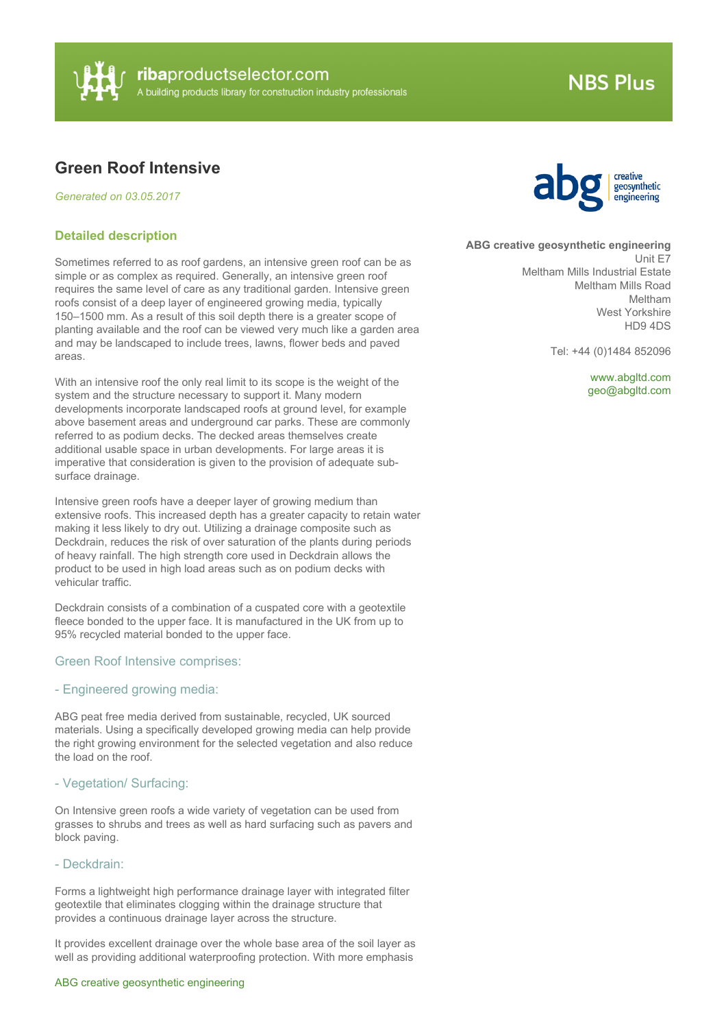# Green Roof Intensive

*Generated on 03.05.2017*

**ABG creative geosynthetic engineering**
Unit E7
Meltham Mills Industrial Estate
Meltham Mills Road
Meltham
West Yorkshire
HD9 4DS

Tel: +44 (0)1484 852096

www.abgltd.com
geo@abgltd.com

## Detailed description

Sometimes referred to as roof gardens, an intensive green roof can be as simple or as complex as required. Generally, an intensive green roof requires the same level of care as any traditional garden. Intensive green roofs consist of a deep layer of engineered growing media, typically 150–1500 mm. As a result of this soil depth there is a greater scope of planting available and the roof can be viewed very much like a garden area and may be landscaped to include trees, lawns, flower beds and paved areas.

With an intensive roof the only real limit to its scope is the weight of the system and the structure necessary to support it. Many modern developments incorporate landscaped roofs at ground level, for example above basement areas and underground car parks. These are commonly referred to as podium decks. The decked areas themselves create additional usable space in urban developments. For large areas it is imperative that consideration is given to the provision of adequate sub-surface drainage.

Intensive green roofs have a deeper layer of growing medium than extensive roofs. This increased depth has a greater capacity to retain water making it less likely to dry out. Utilizing a drainage composite such as Deckdrain, reduces the risk of over saturation of the plants during periods of heavy rainfall. The high strength core used in Deckdrain allows the product to be used in high load areas such as on podium decks with vehicular traffic.

Deckdrain consists of a combination of a cuspated core with a geotextile fleece bonded to the upper face. It is manufactured in the UK from up to 95% recycled material bonded to the upper face.

### Green Roof Intensive comprises:

#### - Engineered growing media:

ABG peat free media derived from sustainable, recycled, UK sourced materials. Using a specifically developed growing media can help provide the right growing environment for the selected vegetation and also reduce the load on the roof.

#### - Vegetation/ Surfacing:

On Intensive green roofs a wide variety of vegetation can be used from grasses to shrubs and trees as well as hard surfacing such as pavers and block paving.

#### - Deckdrain:

Forms a lightweight high performance drainage layer with integrated filter geotextile that eliminates clogging within the drainage structure that provides a continuous drainage layer across the structure.

It provides excellent drainage over the whole base area of the soil layer as well as providing additional waterproofing protection. With more emphasis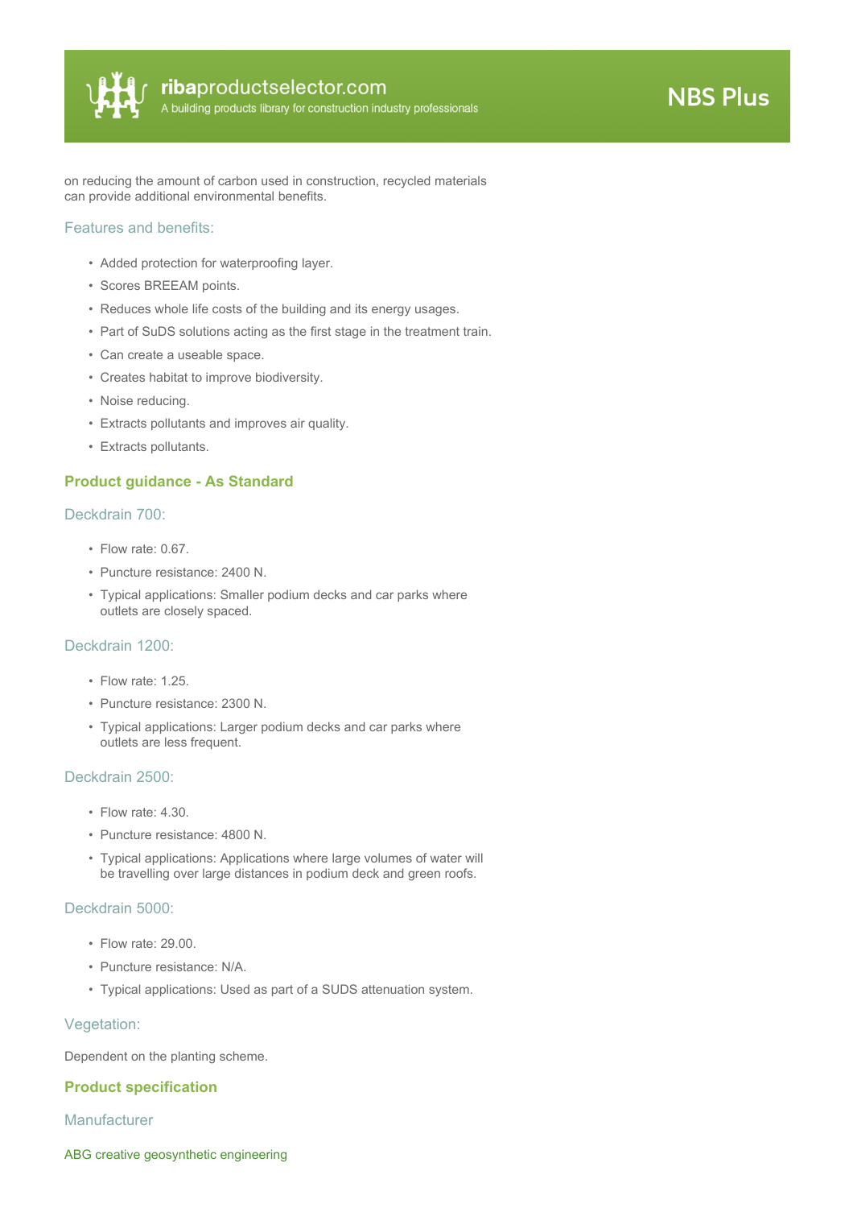on reducing the amount of carbon used in construction, recycled materials can provide additional environmental benefits.

### Features and benefits:

- Added protection for waterproofing layer.
- Scores BREEAM points.
- Reduces whole life costs of the building and its energy usages.
- Part of SuDS solutions acting as the first stage in the treatment train.
- Can create a useable space.
- Creates habitat to improve biodiversity.
- Noise reducing.
- Extracts pollutants and improves air quality.
- Extracts pollutants.

## Product guidance - As Standard

### Deckdrain 700:

- Flow rate: 0.67.
- Puncture resistance: 2400 N.
- Typical applications: Smaller podium decks and car parks where outlets are closely spaced.

### Deckdrain 1200:

- Flow rate: 1.25.
- Puncture resistance: 2300 N.
- Typical applications: Larger podium decks and car parks where outlets are less frequent.

### Deckdrain 2500:

- Flow rate: 4.30.
- Puncture resistance: 4800 N.
- Typical applications: Applications where large volumes of water will be travelling over large distances in podium deck and green roofs.

### Deckdrain 5000:

- Flow rate: 29.00.
- Puncture resistance: N/A.
- Typical applications: Used as part of a SUDS attenuation system.

### Vegetation:

Dependent on the planting scheme.

## Product specification

### Manufacturer

ABG creative geosynthetic engineering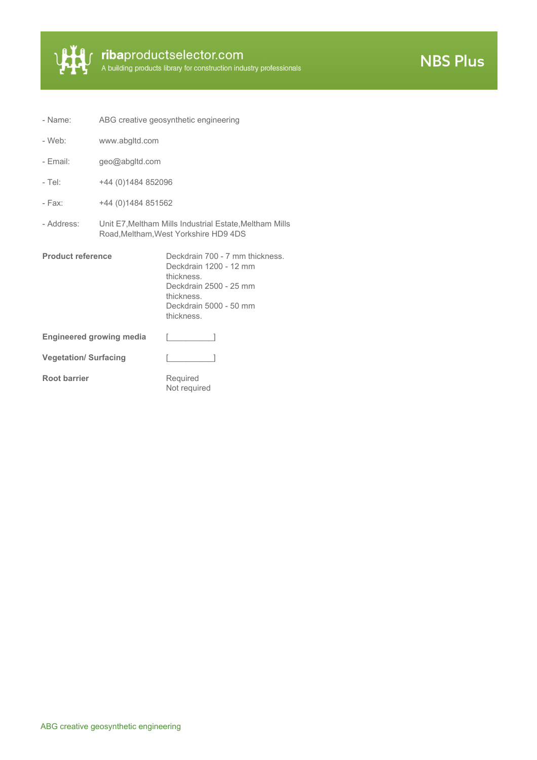- Name: ABG creative geosynthetic engineering

- Web: www.abgltd.com

- Email: geo@abgltd.com

- Tel: +44 (0)1484 852096

- Fax: +44 (0)1484 851562

- Address: Unit E7,Meltham Mills Industrial Estate,Meltham Mills Road,Meltham,West Yorkshire HD9 4DS

| | |
|---|---|
| **Product reference** | Deckdrain 700 - 7 mm thickness.<br>Deckdrain 1200 - 12 mm thickness.<br>Deckdrain 2500 - 25 mm thickness.<br>Deckdrain 5000 - 50 mm thickness. |
| **Engineered growing media** | [__________] |
| **Vegetation/ Surfacing** | [__________] |
| **Root barrier** | Required<br>Not required |